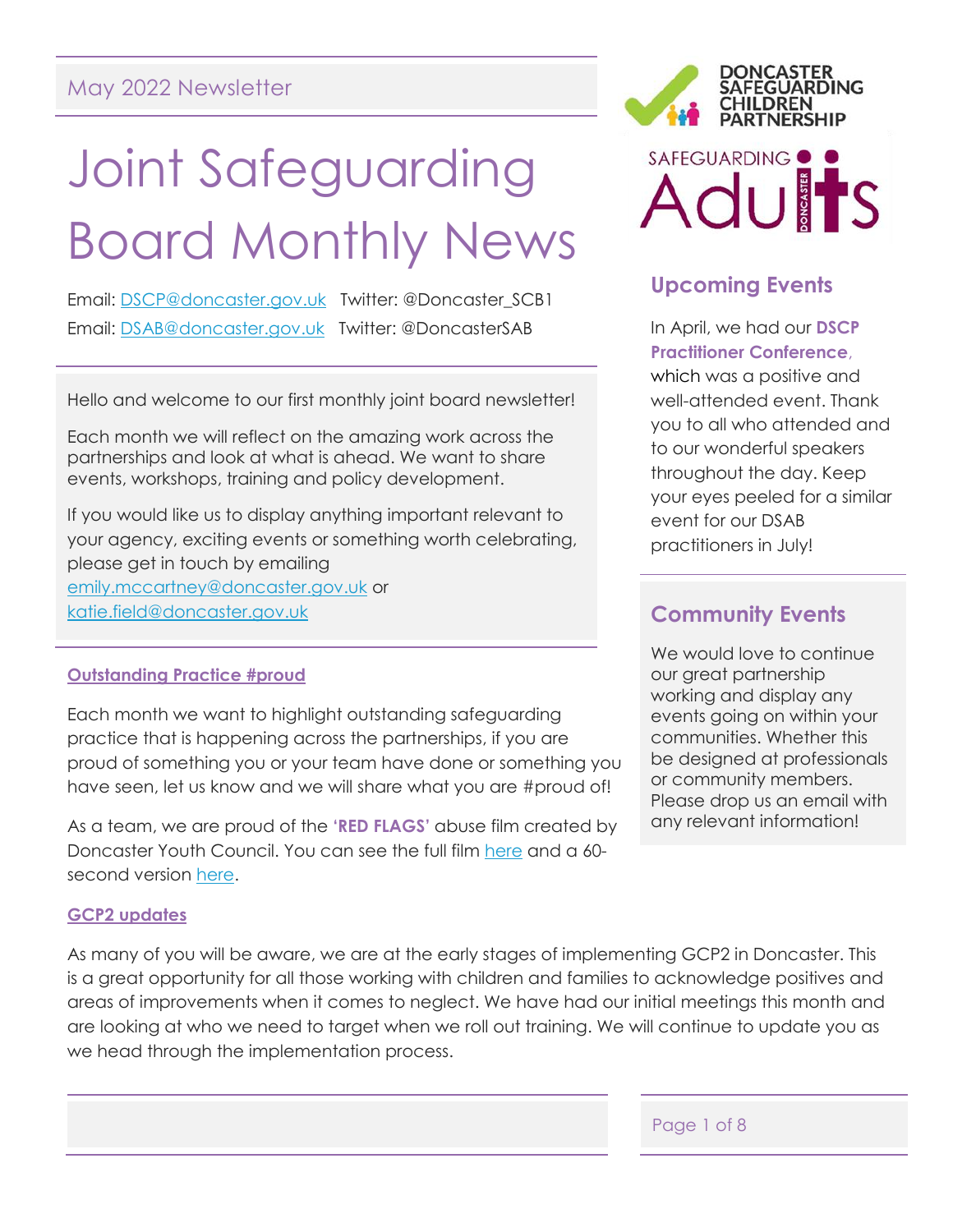May 2022 Newsletter

# Joint Safeguarding Board Monthly News

Email: DSCP@doncaster.gov.uk Twitter: @Doncaster_SCB1
Email: DSAB@doncaster.gov.uk Twitter: @DoncasterSAB

Hello and welcome to our first monthly joint board newsletter!

Each month we will reflect on the amazing work across the partnerships and look at what is ahead. We want to share events, workshops, training and policy development.

If you would like us to display anything important relevant to your agency, exciting events or something worth celebrating, please get in touch by emailing emily.mccartney@doncaster.gov.uk or katie.field@doncaster.gov.uk

## Outstanding Practice #proud

Each month we want to highlight outstanding safeguarding practice that is happening across the partnerships, if you are proud of something you or your team have done or something you have seen, let us know and we will share what you are #proud of!

As a team, we are proud of the **'RED FLAGS'** abuse film created by Doncaster Youth Council. You can see the full film here and a 60-second version here.

## GCP2 updates

As many of you will be aware, we are at the early stages of implementing GCP2 in Doncaster. This is a great opportunity for all those working with children and families to acknowledge positives and areas of improvements when it comes to neglect. We have had our initial meetings this month and are looking at who we need to target when we roll out training. We will continue to update you as we head through the implementation process.

DONCASTER SAFEGUARDING CHILDREN PARTNERSHIP

SAFEGUARDING Adults DONCASTER

## Upcoming Events

In April, we had our **DSCP Practitioner Conference**, which was a positive and well-attended event. Thank you to all who attended and to our wonderful speakers throughout the day. Keep your eyes peeled for a similar event for our DSAB practitioners in July!

## Community Events

We would love to continue our great partnership working and display any events going on within your communities. Whether this be designed at professionals or community members. Please drop us an email with any relevant information!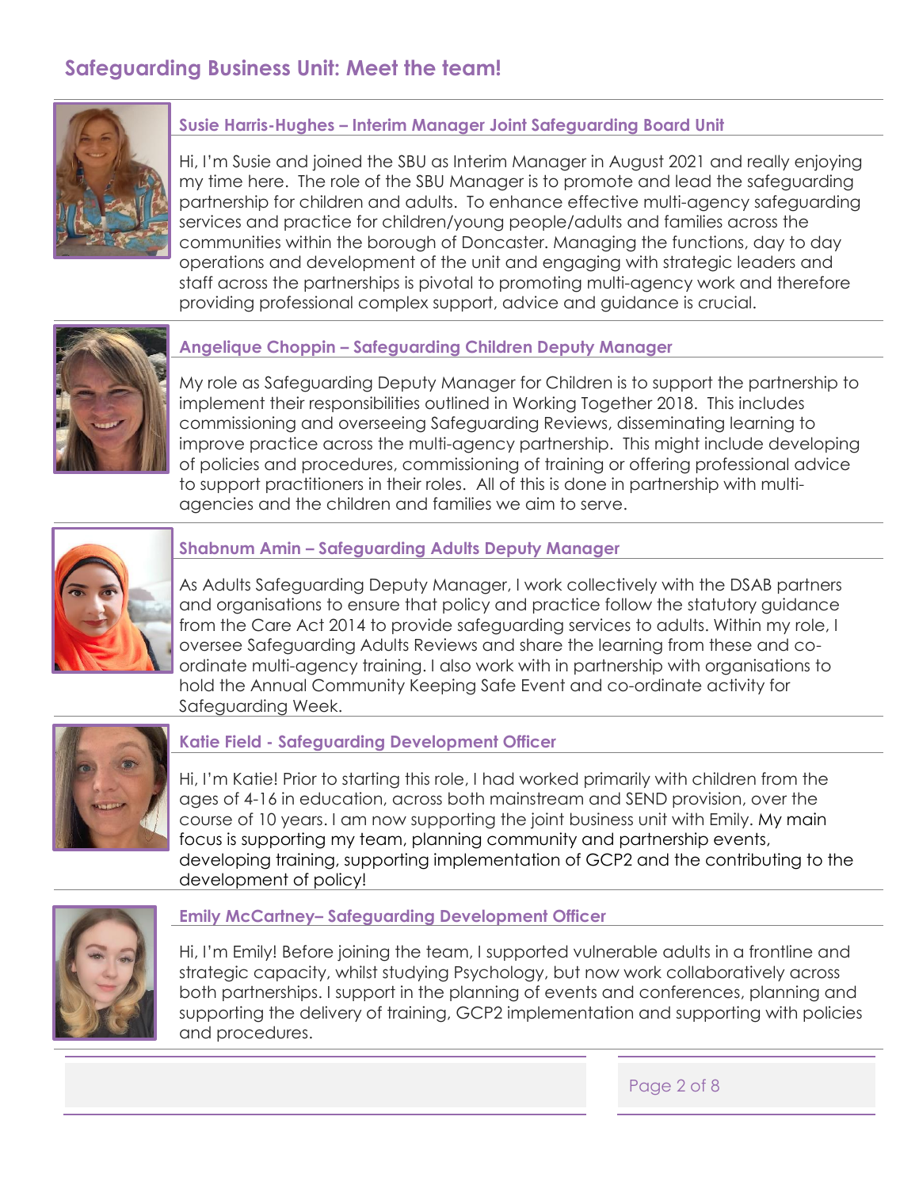# Safeguarding Business Unit: Meet the team!

### Susie Harris-Hughes – Interim Manager Joint Safeguarding Board Unit

Hi, I'm Susie and joined the SBU as Interim Manager in August 2021 and really enjoying my time here. The role of the SBU Manager is to promote and lead the safeguarding partnership for children and adults. To enhance effective multi-agency safeguarding services and practice for children/young people/adults and families across the communities within the borough of Doncaster. Managing the functions, day to day operations and development of the unit and engaging with strategic leaders and staff across the partnerships is pivotal to promoting multi-agency work and therefore providing professional complex support, advice and guidance is crucial.

### Angelique Choppin – Safeguarding Children Deputy Manager

My role as Safeguarding Deputy Manager for Children is to support the partnership to implement their responsibilities outlined in Working Together 2018. This includes commissioning and overseeing Safeguarding Reviews, disseminating learning to improve practice across the multi-agency partnership. This might include developing of policies and procedures, commissioning of training or offering professional advice to support practitioners in their roles. All of this is done in partnership with multi-agencies and the children and families we aim to serve.

### Shabnum Amin – Safeguarding Adults Deputy Manager

As Adults Safeguarding Deputy Manager, I work collectively with the DSAB partners and organisations to ensure that policy and practice follow the statutory guidance from the Care Act 2014 to provide safeguarding services to adults. Within my role, I oversee Safeguarding Adults Reviews and share the learning from these and co-ordinate multi-agency training. I also work with in partnership with organisations to hold the Annual Community Keeping Safe Event and co-ordinate activity for Safeguarding Week.

### Katie Field - Safeguarding Development Officer

Hi, I'm Katie! Prior to starting this role, I had worked primarily with children from the ages of 4-16 in education, across both mainstream and SEND provision, over the course of 10 years. I am now supporting the joint business unit with Emily. My main focus is supporting my team, planning community and partnership events, developing training, supporting implementation of GCP2 and the contributing to the development of policy!

### Emily McCartney– Safeguarding Development Officer

Hi, I'm Emily! Before joining the team, I supported vulnerable adults in a frontline and strategic capacity, whilst studying Psychology, but now work collaboratively across both partnerships. I support in the planning of events and conferences, planning and supporting the delivery of training, GCP2 implementation and supporting with policies and procedures.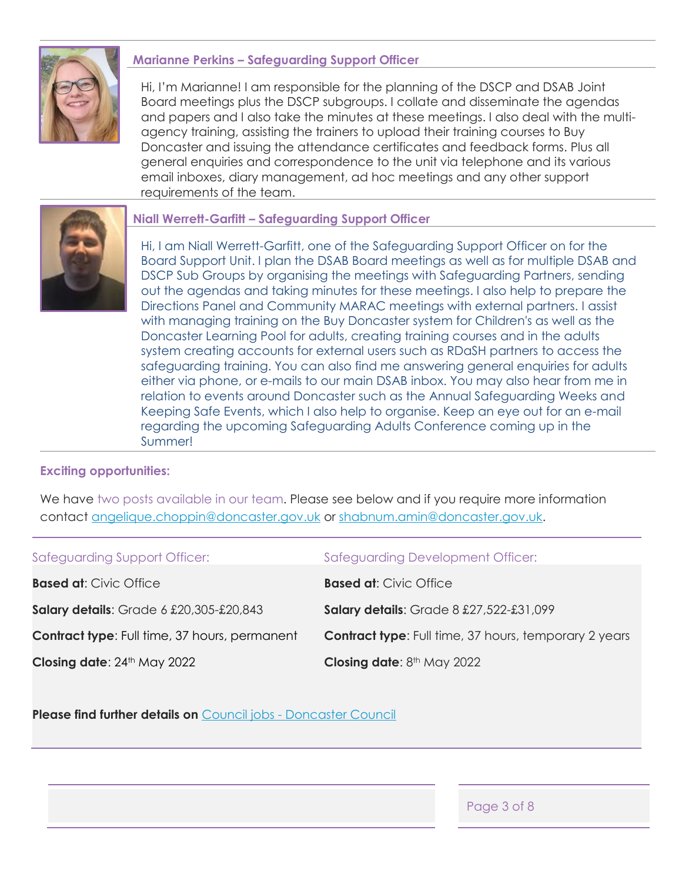### Marianne Perkins – Safeguarding Support Officer

Hi, I'm Marianne! I am responsible for the planning of the DSCP and DSAB Joint Board meetings plus the DSCP subgroups. I collate and disseminate the agendas and papers and I also take the minutes at these meetings. I also deal with the multi-agency training, assisting the trainers to upload their training courses to Buy Doncaster and issuing the attendance certificates and feedback forms. Plus all general enquiries and correspondence to the unit via telephone and its various email inboxes, diary management, ad hoc meetings and any other support requirements of the team.

### Niall Werrett-Garfitt – Safeguarding Support Officer

Hi, I am Niall Werrett-Garfitt, one of the Safeguarding Support Officer on for the Board Support Unit. I plan the DSAB Board meetings as well as for multiple DSAB and DSCP Sub Groups by organising the meetings with Safeguarding Partners, sending out the agendas and taking minutes for these meetings. I also help to prepare the Directions Panel and Community MARAC meetings with external partners. I assist with managing training on the Buy Doncaster system for Children's as well as the Doncaster Learning Pool for adults, creating training courses and in the adults system creating accounts for external users such as RDaSH partners to access the safeguarding training. You can also find me answering general enquiries for adults either via phone, or e-mails to our main DSAB inbox. You may also hear from me in relation to events around Doncaster such as the Annual Safeguarding Weeks and Keeping Safe Events, which I also help to organise. Keep an eye out for an e-mail regarding the upcoming Safeguarding Adults Conference coming up in the Summer!

### Exciting opportunities:

We have two posts available in our team. Please see below and if you require more information contact angelique.choppin@doncaster.gov.uk or shabnum.amin@doncaster.gov.uk.

| Safeguarding Support Officer: | Safeguarding Development Officer: |
|---|---|
| **Based at**: Civic Office | **Based at**: Civic Office |
| **Salary details**: Grade 6 £20,305-£20,843 | **Salary details**: Grade 8 £27,522-£31,099 |
| **Contract type**: Full time, 37 hours, permanent | **Contract type**: Full time, 37 hours, temporary 2 years |
| **Closing date**: 24th May 2022 | **Closing date**: 8th May 2022 |

**Please find further details on** Council jobs - Doncaster Council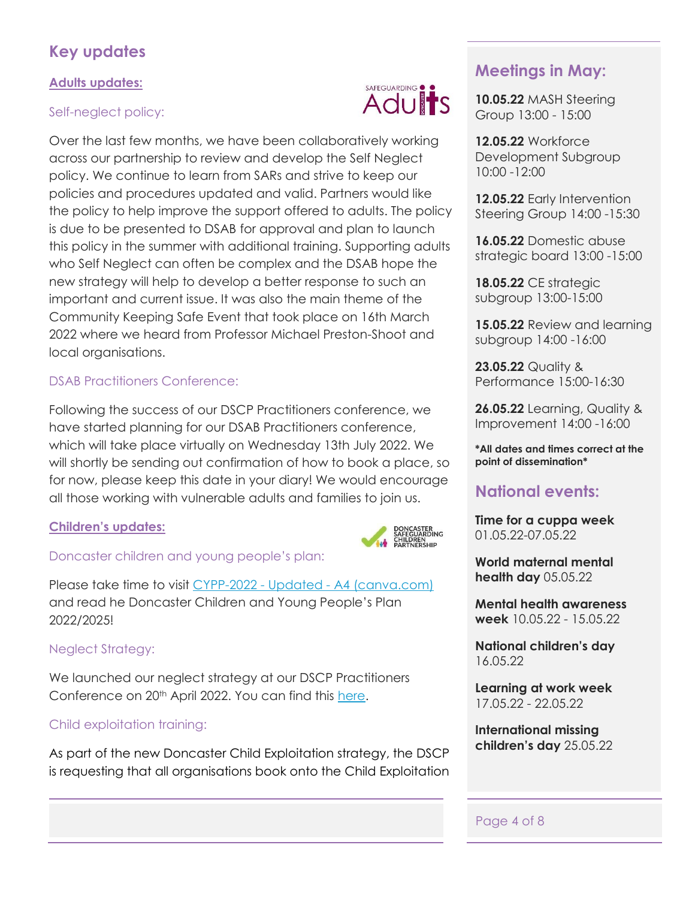## Key updates

### Adults updates:

#### Self-neglect policy:

Over the last few months, we have been collaboratively working across our partnership to review and develop the Self Neglect policy. We continue to learn from SARs and strive to keep our policies and procedures updated and valid. Partners would like the policy to help improve the support offered to adults. The policy is due to be presented to DSAB for approval and plan to launch this policy in the summer with additional training. Supporting adults who Self Neglect can often be complex and the DSAB hope the new strategy will help to develop a better response to such an important and current issue. It was also the main theme of the Community Keeping Safe Event that took place on 16th March 2022 where we heard from Professor Michael Preston-Shoot and local organisations.

#### DSAB Practitioners Conference:

Following the success of our DSCP Practitioners conference, we have started planning for our DSAB Practitioners conference, which will take place virtually on Wednesday 13th July 2022. We will shortly be sending out confirmation of how to book a place, so for now, please keep this date in your diary! We would encourage all those working with vulnerable adults and families to join us.

### Children's updates:

#### Doncaster children and young people's plan:

Please take time to visit [CYPP-2022 - Updated - A4 (canva.com)] and read he Doncaster Children and Young People's Plan 2022/2025!

#### Neglect Strategy:

We launched our neglect strategy at our DSCP Practitioners Conference on 20th April 2022. You can find this [here].

#### Child exploitation training:

As part of the new Doncaster Child Exploitation strategy, the DSCP is requesting that all organisations book onto the Child Exploitation

## Meetings in May:

**10.05.22** MASH Steering Group 13:00 - 15:00

**12.05.22** Workforce Development Subgroup 10:00 -12:00

**12.05.22** Early Intervention Steering Group 14:00 -15:30

**16.05.22** Domestic abuse strategic board 13:00 -15:00

**18.05.22** CE strategic subgroup 13:00-15:00

**15.05.22** Review and learning subgroup 14:00 -16:00

**23.05.22** Quality & Performance 15:00-16:30

**26.05.22** Learning, Quality & Improvement 14:00 -16:00

***All dates and times correct at the point of dissemination***

## National events:

**Time for a cuppa week** 01.05.22-07.05.22

**World maternal mental health day** 05.05.22

**Mental health awareness week** 10.05.22 - 15.05.22

**National children's day** 16.05.22

**Learning at work week** 17.05.22 - 22.05.22

**International missing children's day** 25.05.22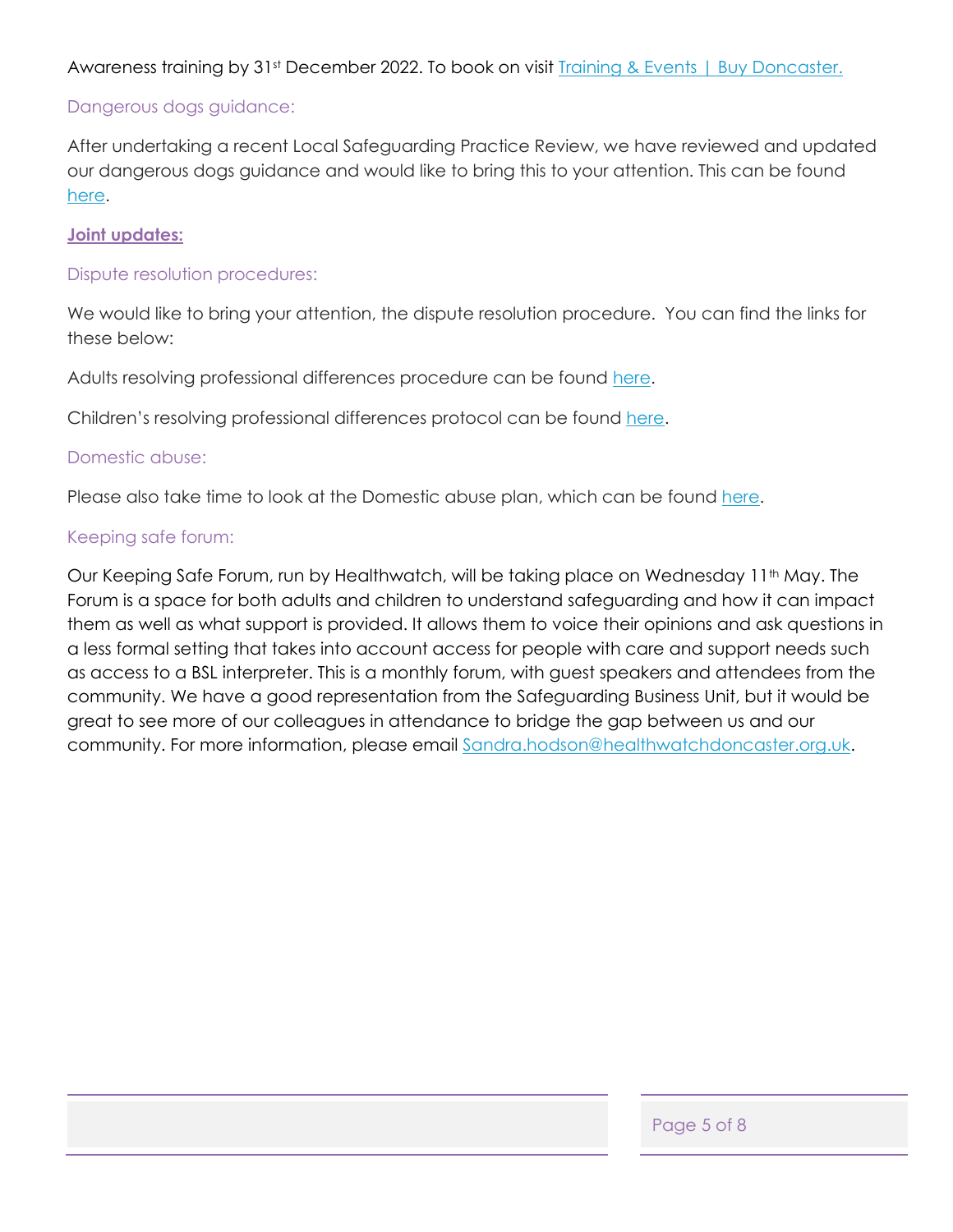Awareness training by 31st December 2022. To book on visit [Training & Events | Buy Doncaster.]()

### Dangerous dogs guidance:

After undertaking a recent Local Safeguarding Practice Review, we have reviewed and updated our dangerous dogs guidance and would like to bring this to your attention. This can be found [here]().

## **Joint updates:**

### Dispute resolution procedures:

We would like to bring your attention, the dispute resolution procedure. You can find the links for these below:

Adults resolving professional differences procedure can be found [here]().

Children's resolving professional differences protocol can be found [here]().

### Domestic abuse:

Please also take time to look at the Domestic abuse plan, which can be found [here]().

### Keeping safe forum:

Our Keeping Safe Forum, run by Healthwatch, will be taking place on Wednesday 11th May. The Forum is a space for both adults and children to understand safeguarding and how it can impact them as well as what support is provided. It allows them to voice their opinions and ask questions in a less formal setting that takes into account access for people with care and support needs such as access to a BSL interpreter. This is a monthly forum, with guest speakers and attendees from the community. We have a good representation from the Safeguarding Business Unit, but it would be great to see more of our colleagues in attendance to bridge the gap between us and our community. For more information, please email Sandra.hodson@healthwatchdoncaster.org.uk.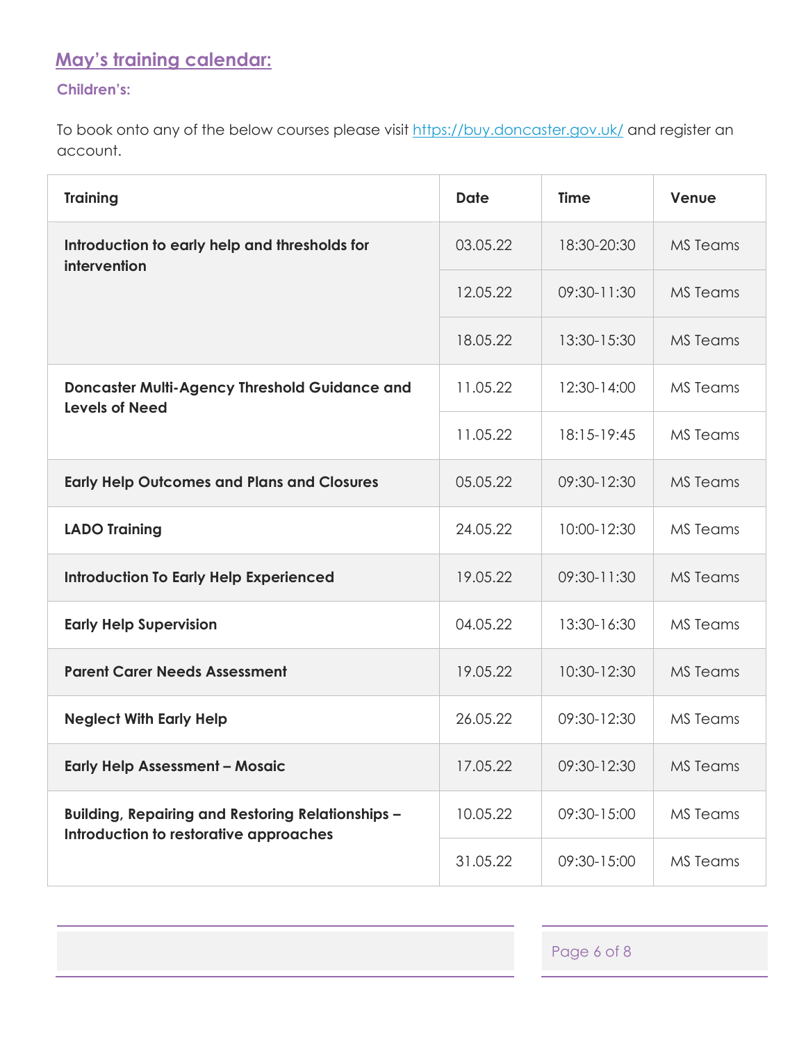## May's training calendar:

### Children's:

To book onto any of the below courses please visit https://buy.doncaster.gov.uk/ and register an account.

| Training | Date | Time | Venue |
|---|---|---|---|
| **Introduction to early help and thresholds for intervention** | 03.05.22 | 18:30-20:30 | MS Teams |
| | 12.05.22 | 09:30-11:30 | MS Teams |
| | 18.05.22 | 13:30-15:30 | MS Teams |
| **Doncaster Multi-Agency Threshold Guidance and Levels of Need** | 11.05.22 | 12:30-14:00 | MS Teams |
| | 11.05.22 | 18:15-19:45 | MS Teams |
| **Early Help Outcomes and Plans and Closures** | 05.05.22 | 09:30-12:30 | MS Teams |
| **LADO Training** | 24.05.22 | 10:00-12:30 | MS Teams |
| **Introduction To Early Help Experienced** | 19.05.22 | 09:30-11:30 | MS Teams |
| **Early Help Supervision** | 04.05.22 | 13:30-16:30 | MS Teams |
| **Parent Carer Needs Assessment** | 19.05.22 | 10:30-12:30 | MS Teams |
| **Neglect With Early Help** | 26.05.22 | 09:30-12:30 | MS Teams |
| **Early Help Assessment – Mosaic** | 17.05.22 | 09:30-12:30 | MS Teams |
| **Building, Repairing and Restoring Relationships – Introduction to restorative approaches** | 10.05.22 | 09:30-15:00 | MS Teams |
| | 31.05.22 | 09:30-15:00 | MS Teams |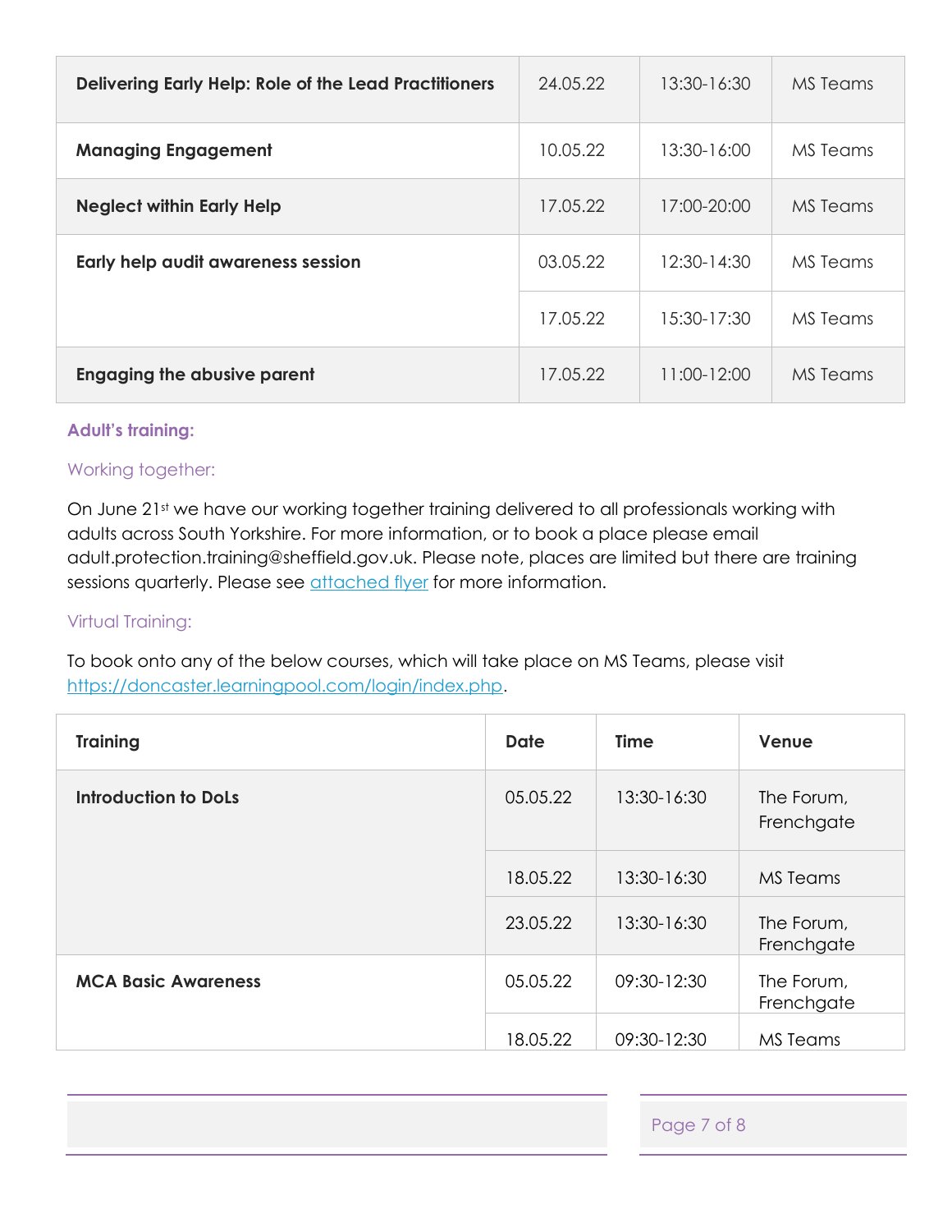| | | | |
|---|---|---|---|
| **Delivering Early Help: Role of the Lead Practitioners** | 24.05.22 | 13:30-16:30 | MS Teams |
| **Managing Engagement** | 10.05.22 | 13:30-16:00 | MS Teams |
| **Neglect within Early Help** | 17.05.22 | 17:00-20:00 | MS Teams |
| **Early help audit awareness session** | 03.05.22 | 12:30-14:30 | MS Teams |
| | 17.05.22 | 15:30-17:30 | MS Teams |
| **Engaging the abusive parent** | 17.05.22 | 11:00-12:00 | MS Teams |

### Adult's training:

#### Working together:

On June 21st we have our working together training delivered to all professionals working with adults across South Yorkshire. For more information, or to book a place please email adult.protection.training@sheffield.gov.uk. Please note, places are limited but there are training sessions quarterly. Please see attached flyer for more information.

#### Virtual Training:

To book onto any of the below courses, which will take place on MS Teams, please visit https://doncaster.learningpool.com/login/index.php.

| Training | Date | Time | Venue |
|---|---|---|---|
| **Introduction to DoLs** | 05.05.22 | 13:30-16:30 | The Forum, Frenchgate |
| | 18.05.22 | 13:30-16:30 | MS Teams |
| | 23.05.22 | 13:30-16:30 | The Forum, Frenchgate |
| **MCA Basic Awareness** | 05.05.22 | 09:30-12:30 | The Forum, Frenchgate |
| | 18.05.22 | 09:30-12:30 | MS Teams |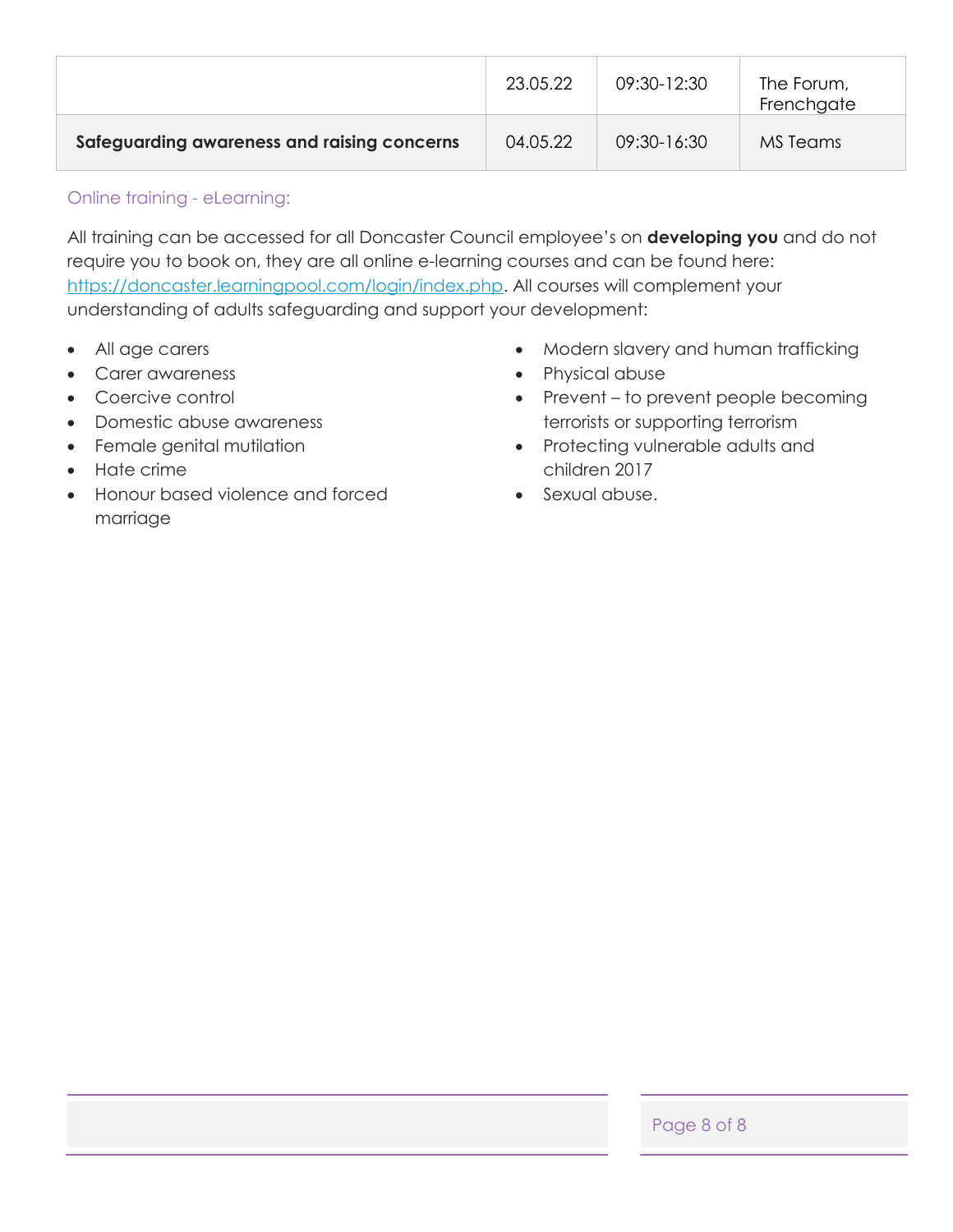| | | | |
|---|---|---|---|
| | 23.05.22 | 09:30-12:30 | The Forum, Frenchgate |
| **Safeguarding awareness and raising concerns** | 04.05.22 | 09:30-16:30 | MS Teams |

Online training - eLearning:

All training can be accessed for all Doncaster Council employee's on **developing you** and do not require you to book on, they are all online e-learning courses and can be found here: https://doncaster.learningpool.com/login/index.php. All courses will complement your understanding of adults safeguarding and support your development:

- All age carers
- Carer awareness
- Coercive control
- Domestic abuse awareness
- Female genital mutilation
- Hate crime
- Honour based violence and forced marriage
- Modern slavery and human trafficking
- Physical abuse
- Prevent – to prevent people becoming terrorists or supporting terrorism
- Protecting vulnerable adults and children 2017
- Sexual abuse.